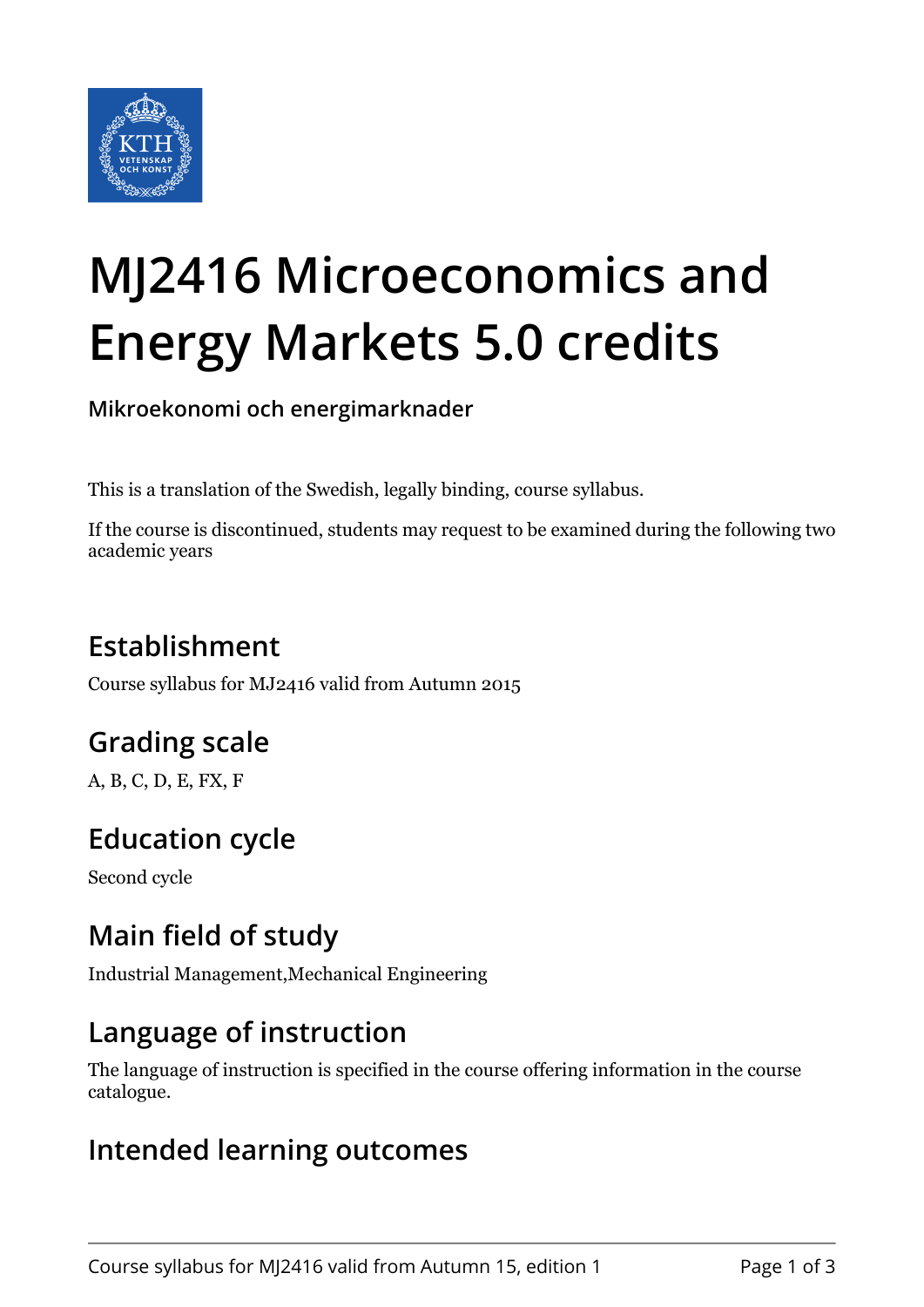# MJ2416 Microeconomics and Energy Markets 5.0 credits

**Mikroekonomi och energimarknader**

This is a translation of the Swedish, legally binding, course syllabus.

If the course is discontinued, students may request to be examined during the following two academic years

## Establishment

Course syllabus for MJ2416 valid from Autumn 2015

## Grading scale

A, B, C, D, E, FX, F

## Education cycle

Second cycle

## Main field of study

Industrial Management,Mechanical Engineering

## Language of instruction

The language of instruction is specified in the course offering information in the course catalogue.

## Intended learning outcomes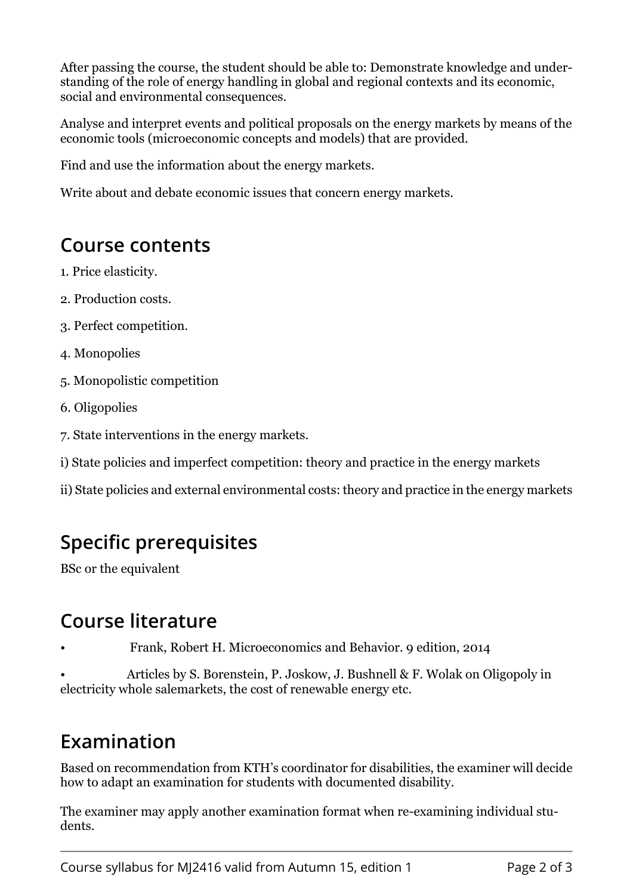After passing the course, the student should be able to: Demonstrate knowledge and understanding of the role of energy handling in global and regional contexts and its economic, social and environmental consequences.

Analyse and interpret events and political proposals on the energy markets by means of the economic tools (microeconomic concepts and models) that are provided.

Find and use the information about the energy markets.

Write about and debate economic issues that concern energy markets.

## Course contents

1. Price elasticity.

2. Production costs.

3. Perfect competition.

4. Monopolies

5. Monopolistic competition

6. Oligopolies

7. State interventions in the energy markets.

i) State policies and imperfect competition: theory and practice in the energy markets

ii) State policies and external environmental costs: theory and practice in the energy markets

## Specific prerequisites

BSc or the equivalent

## Course literature

- Frank, Robert H. Microeconomics and Behavior. 9 edition, 2014
- Articles by S. Borenstein, P. Joskow, J. Bushnell & F. Wolak on Oligopoly in electricity whole salemarkets, the cost of renewable energy etc.

## Examination

Based on recommendation from KTH's coordinator for disabilities, the examiner will decide how to adapt an examination for students with documented disability.

The examiner may apply another examination format when re-examining individual students.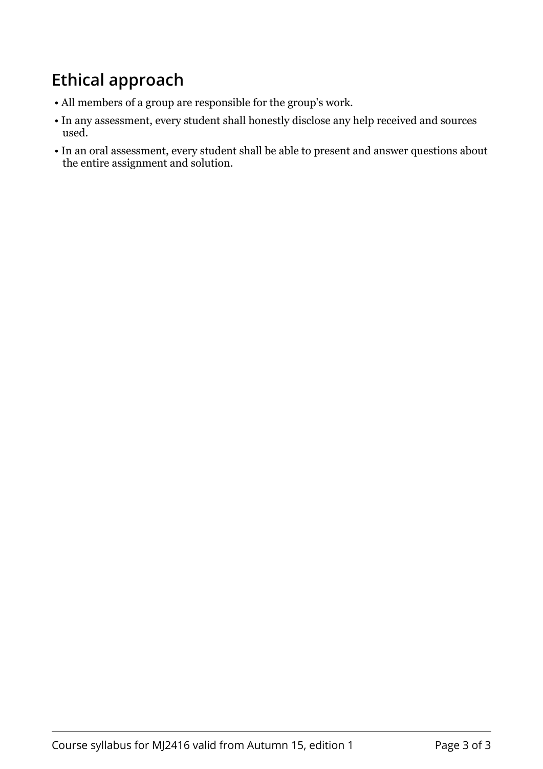## Ethical approach

- All members of a group are responsible for the group's work.
- In any assessment, every student shall honestly disclose any help received and sources used.
- In an oral assessment, every student shall be able to present and answer questions about the entire assignment and solution.